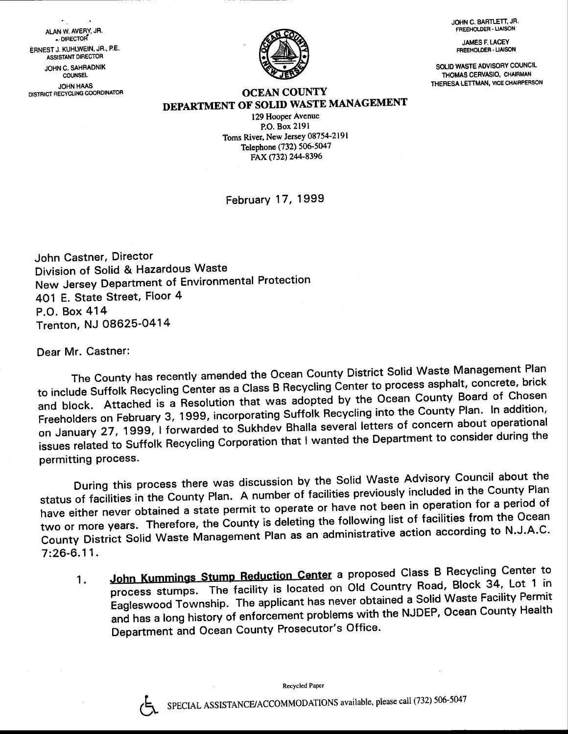ALAN W. AVERY, JR.
DIRECTOR

ERNEST J. KUHLWEIN, JR., P.E.
ASSISTANT DIRECTOR

JOHN C. SAHRADNIK
COUNSEL

JOHN HAAS
DISTRICT RECYCLING COORDINATOR

JOHN C. BARTLETT, JR.
FREEHOLDER - LIAISON

JAMES F. LACEY
FREEHOLDER - LIAISON

SOLID WASTE ADVISORY COUNCIL
THOMAS CERVASIO, CHAIRMAN
THERESA LETTMAN, VICE CHAIRPERSON

# OCEAN COUNTY
# DEPARTMENT OF SOLID WASTE MANAGEMENT

129 Hooper Avenue
P.O. Box 2191
Toms River, New Jersey 08754-2191
Telephone (732) 506-5047
FAX (732) 244-8396

February 17, 1999

John Castner, Director
Division of Solid & Hazardous Waste
New Jersey Department of Environmental Protection
401 E. State Street, Floor 4
P.O. Box 414
Trenton, NJ 08625-0414

Dear Mr. Castner:

The County has recently amended the Ocean County District Solid Waste Management Plan to include Suffolk Recycling Center as a Class B Recycling Center to process asphalt, concrete, brick and block. Attached is a Resolution that was adopted by the Ocean County Board of Chosen Freeholders on February 3, 1999, incorporating Suffolk Recycling into the County Plan. In addition, on January 27, 1999, I forwarded to Sukhdev Bhalla several letters of concern about operational issues related to Suffolk Recycling Corporation that I wanted the Department to consider during the permitting process.

During this process there was discussion by the Solid Waste Advisory Council about the status of facilities in the County Plan. A number of facilities previously included in the County Plan have either never obtained a state permit to operate or have not been in operation for a period of two or more years. Therefore, the County is deleting the following list of facilities from the Ocean County District Solid Waste Management Plan as an administrative action according to N.J.A.C. 7:26-6.11.

1. **John Kummings Stump Reduction Center** a proposed Class B Recycling Center to process stumps. The facility is located on Old Country Road, Block 34, Lot 1 in Eaglewood Township. The applicant has never obtained a Solid Waste Facility Permit and has a long history of enforcement problems with the NJDEP, Ocean County Health Department and Ocean County Prosecutor's Office.

Recycled Paper

SPECIAL ASSISTANCE/ACCOMMODATIONS available, please call (732) 506-5047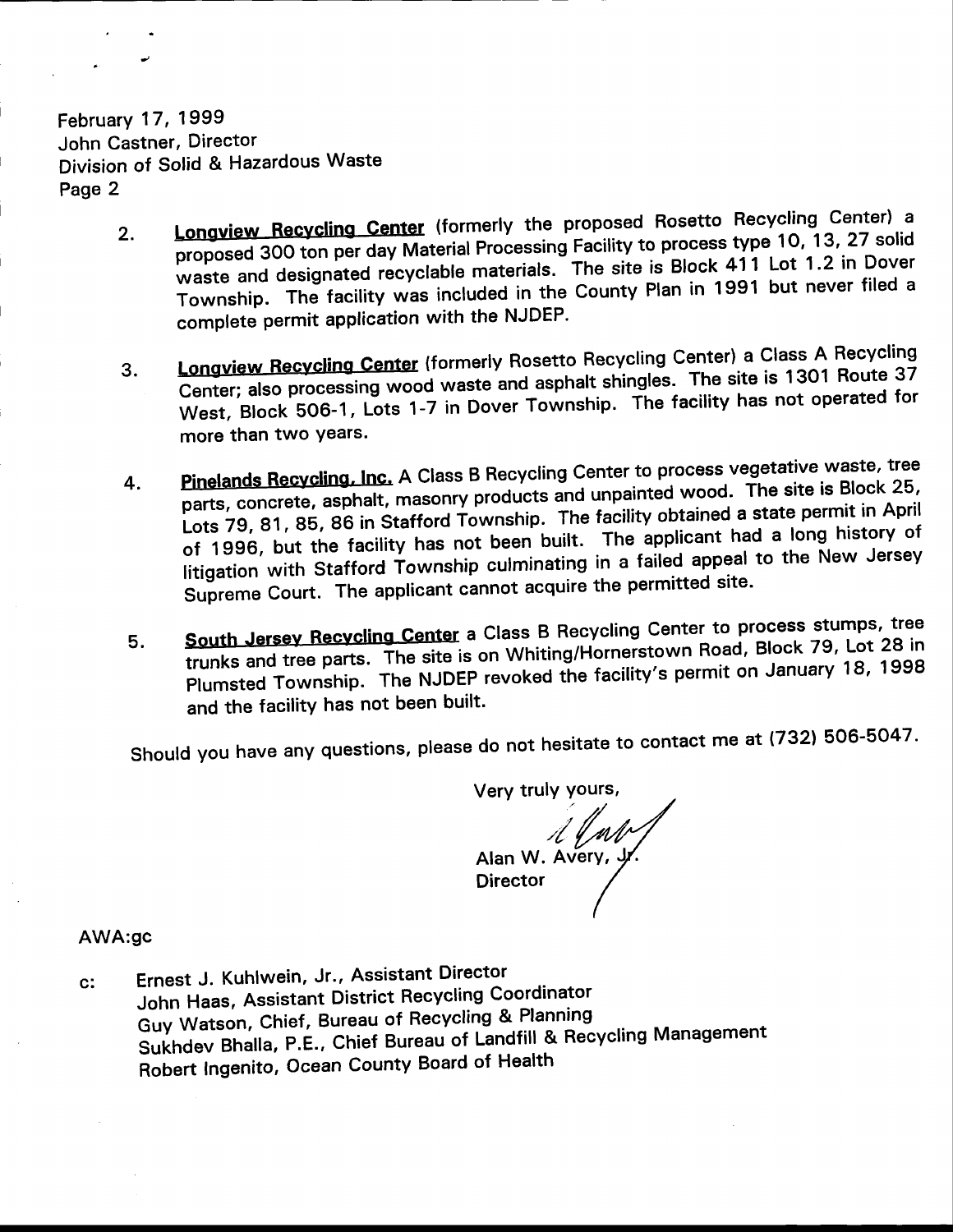February 17, 1999
John Castner, Director
Division of Solid & Hazardous Waste
Page 2

2. **Longview Recycling Center** (formerly the proposed Rosetto Recycling Center) a proposed 300 ton per day Material Processing Facility to process type 10, 13, 27 solid waste and designated recyclable materials. The site is Block 411 Lot 1.2 in Dover Township. The facility was included in the County Plan in 1991 but never filed a complete permit application with the NJDEP.

3. **Longview Recycling Center** (formerly Rosetto Recycling Center) a Class A Recycling Center; also processing wood waste and asphalt shingles. The site is 1301 Route 37 West, Block 506-1, Lots 1-7 in Dover Township. The facility has not operated for more than two years.

4. **Pinelands Recycling, Inc.** A Class B Recycling Center to process vegetative waste, tree parts, concrete, asphalt, masonry products and unpainted wood. The site is Block 25, Lots 79, 81, 85, 86 in Stafford Township. The facility obtained a state permit in April of 1996, but the facility has not been built. The applicant had a long history of litigation with Stafford Township culminating in a failed appeal to the New Jersey Supreme Court. The applicant cannot acquire the permitted site.

5. **South Jersey Recycling Center** a Class B Recycling Center to process stumps, tree trunks and tree parts. The site is on Whiting/Hornerstown Road, Block 79, Lot 28 in Plumsted Township. The NJDEP revoked the facility's permit on January 18, 1998 and the facility has not been built.

Should you have any questions, please do not hesitate to contact me at (732) 506-5047.

Very truly yours,

Alan W. Avery, Jr.
Director

AWA:gc

c: Ernest J. Kuhlwein, Jr., Assistant Director
John Haas, Assistant District Recycling Coordinator
Guy Watson, Chief, Bureau of Recycling & Planning
Sukhdev Bhalla, P.E., Chief Bureau of Landfill & Recycling Management
Robert Ingenito, Ocean County Board of Health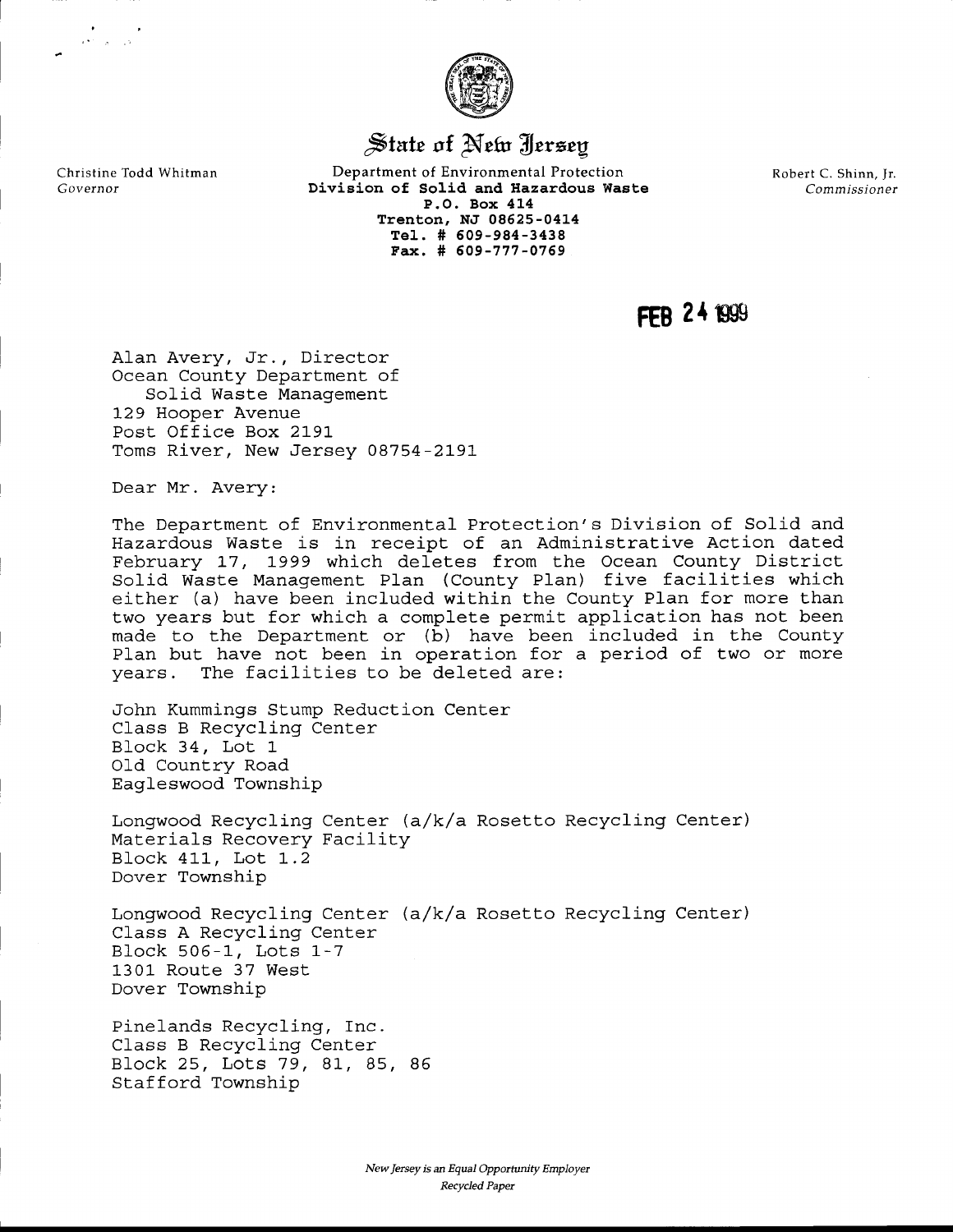# State of New Jersey

Christine Todd Whitman
*Governor*

Department of Environmental Protection
**Division of Solid and Hazardous Waste**
**P.O. Box 414**
**Trenton, NJ 08625-0414**
**Tel. # 609-984-3438**
**Fax. # 609-777-0769**

Robert C. Shinn, Jr.
*Commissioner*

**FEB 24 1999**

Alan Avery, Jr., Director
Ocean County Department of
Solid Waste Management
129 Hooper Avenue
Post Office Box 2191
Toms River, New Jersey 08754-2191

Dear Mr. Avery:

The Department of Environmental Protection's Division of Solid and Hazardous Waste is in receipt of an Administrative Action dated February 17, 1999 which deletes from the Ocean County District Solid Waste Management Plan (County Plan) five facilities which either (a) have been included within the County Plan for more than two years but for which a complete permit application has not been made to the Department or (b) have been included in the County Plan but have not been in operation for a period of two or more years. The facilities to be deleted are:

John Kummings Stump Reduction Center
Class B Recycling Center
Block 34, Lot 1
Old Country Road
Eagleswood Township

Longwood Recycling Center (a/k/a Rosetto Recycling Center)
Materials Recovery Facility
Block 411, Lot 1.2
Dover Township

Longwood Recycling Center (a/k/a Rosetto Recycling Center)
Class A Recycling Center
Block 506-1, Lots 1-7
1301 Route 37 West
Dover Township

Pinelands Recycling, Inc.
Class B Recycling Center
Block 25, Lots 79, 81, 85, 86
Stafford Township

*New Jersey is an Equal Opportunity Employer*
*Recycled Paper*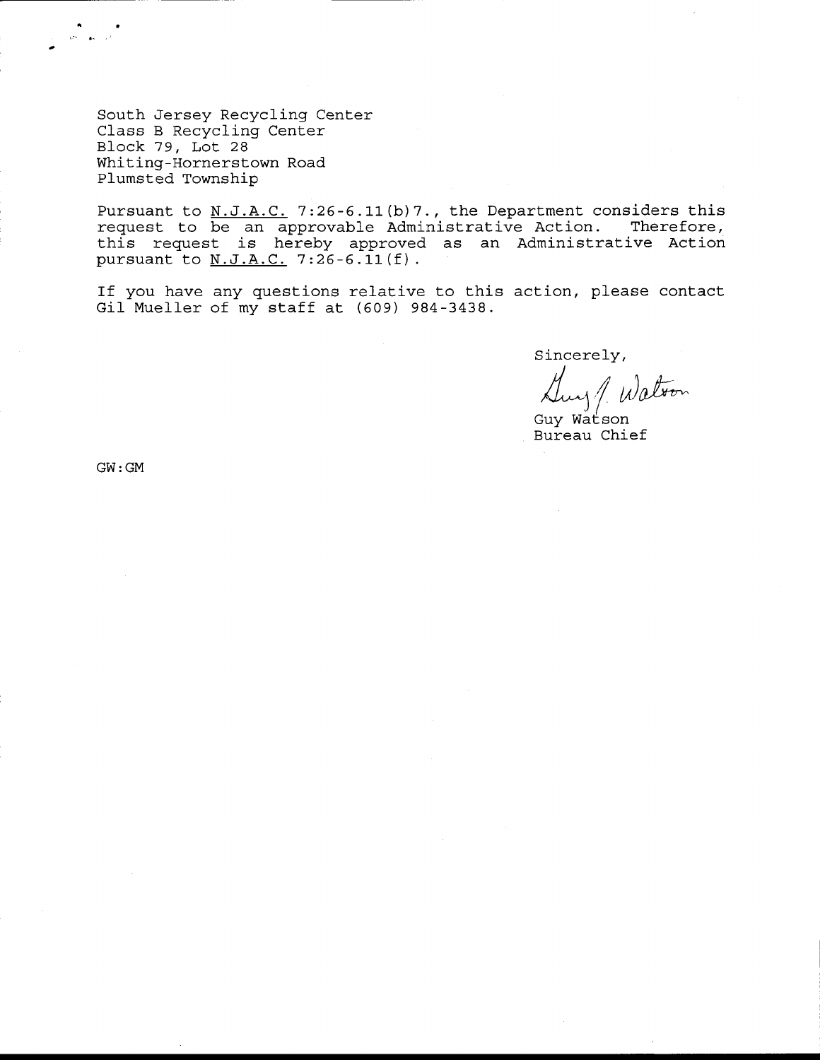South Jersey Recycling Center
Class B Recycling Center
Block 79, Lot 28
Whiting-Hornerstown Road
Plumsted Township

Pursuant to N.J.A.C. 7:26-6.11(b)7., the Department considers this request to be an approvable Administrative Action. Therefore, this request is hereby approved as an Administrative Action pursuant to N.J.A.C. 7:26-6.11(f).

If you have any questions relative to this action, please contact Gil Mueller of my staff at (609) 984-3438.

Sincerely,

Guy Watson
Bureau Chief

GW:GM